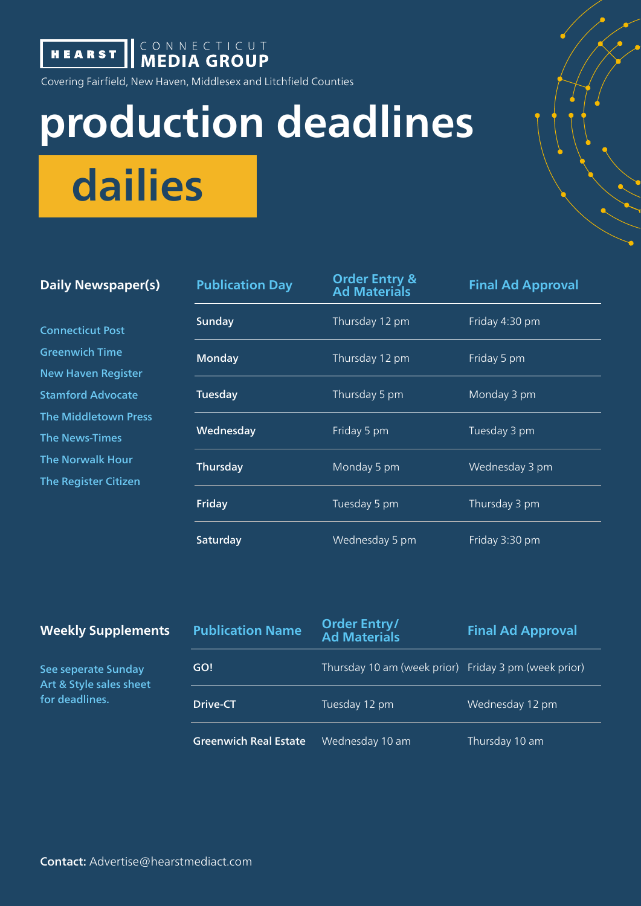HEARST | CONNECTICUT MEDIA GROUP

Covering Fairfield, New Haven, Middlesex and Litchfield Counties

# production deadlines

## dailies

### Daily Newspaper(s)

- Connecticut Post
- Greenwich Time
- New Haven Register
- Stamford Advocate
- The Middletown Press
- The News-Times
- The Norwalk Hour
- The Register Citizen

| Publication Day | Order Entry & Ad Materials | Final Ad Approval |
|---|---|---|
| **Sunday** | Thursday 12 pm | Friday 4:30 pm |
| **Monday** | Thursday 12 pm | Friday 5 pm |
| **Tuesday** | Thursday 5 pm | Monday 3 pm |
| **Wednesday** | Friday 5 pm | Tuesday 3 pm |
| **Thursday** | Monday 5 pm | Wednesday 3 pm |
| **Friday** | Tuesday 5 pm | Thursday 3 pm |
| **Saturday** | Wednesday 5 pm | Friday 3:30 pm |

### Weekly Supplements

See seperate Sunday Art & Style sales sheet for deadlines.

| Publication Name | Order Entry/ Ad Materials | Final Ad Approval |
|---|---|---|
| **GO!** | Thursday 10 am (week prior) | Friday 3 pm (week prior) |
| **Drive-CT** | Tuesday 12 pm | Wednesday 12 pm |
| **Greenwich Real Estate** | Wednesday 10 am | Thursday 10 am |

**Contact:** Advertise@hearstmediact.com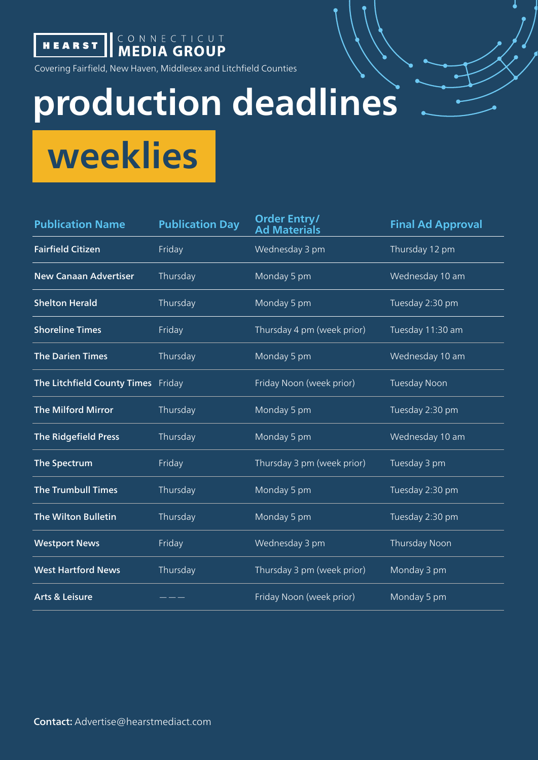**HEARST** | CONNECTICUT **MEDIA GROUP**

Covering Fairfield, New Haven, Middlesex and Litchfield Counties

# production deadlines

## weeklies

| Publication Name | Publication Day | Order Entry/ Ad Materials | Final Ad Approval |
|---|---|---|---|
| **Fairfield Citizen** | Friday | Wednesday 3 pm | Thursday 12 pm |
| **New Canaan Advertiser** | Thursday | Monday 5 pm | Wednesday 10 am |
| **Shelton Herald** | Thursday | Monday 5 pm | Tuesday 2:30 pm |
| **Shoreline Times** | Friday | Thursday 4 pm (week prior) | Tuesday 11:30 am |
| **The Darien Times** | Thursday | Monday 5 pm | Wednesday 10 am |
| **The Litchfield County Times** | Friday | Friday Noon (week prior) | Tuesday Noon |
| **The Milford Mirror** | Thursday | Monday 5 pm | Tuesday 2:30 pm |
| **The Ridgefield Press** | Thursday | Monday 5 pm | Wednesday 10 am |
| **The Spectrum** | Friday | Thursday 3 pm (week prior) | Tuesday 3 pm |
| **The Trumbull Times** | Thursday | Monday 5 pm | Tuesday 2:30 pm |
| **The Wilton Bulletin** | Thursday | Monday 5 pm | Tuesday 2:30 pm |
| **Westport News** | Friday | Wednesday 3 pm | Thursday Noon |
| **West Hartford News** | Thursday | Thursday 3 pm (week prior) | Monday 3 pm |
| **Arts & Leisure** | ——— | Friday Noon (week prior) | Monday 5 pm |

**Contact:** Advertise@hearstmediact.com